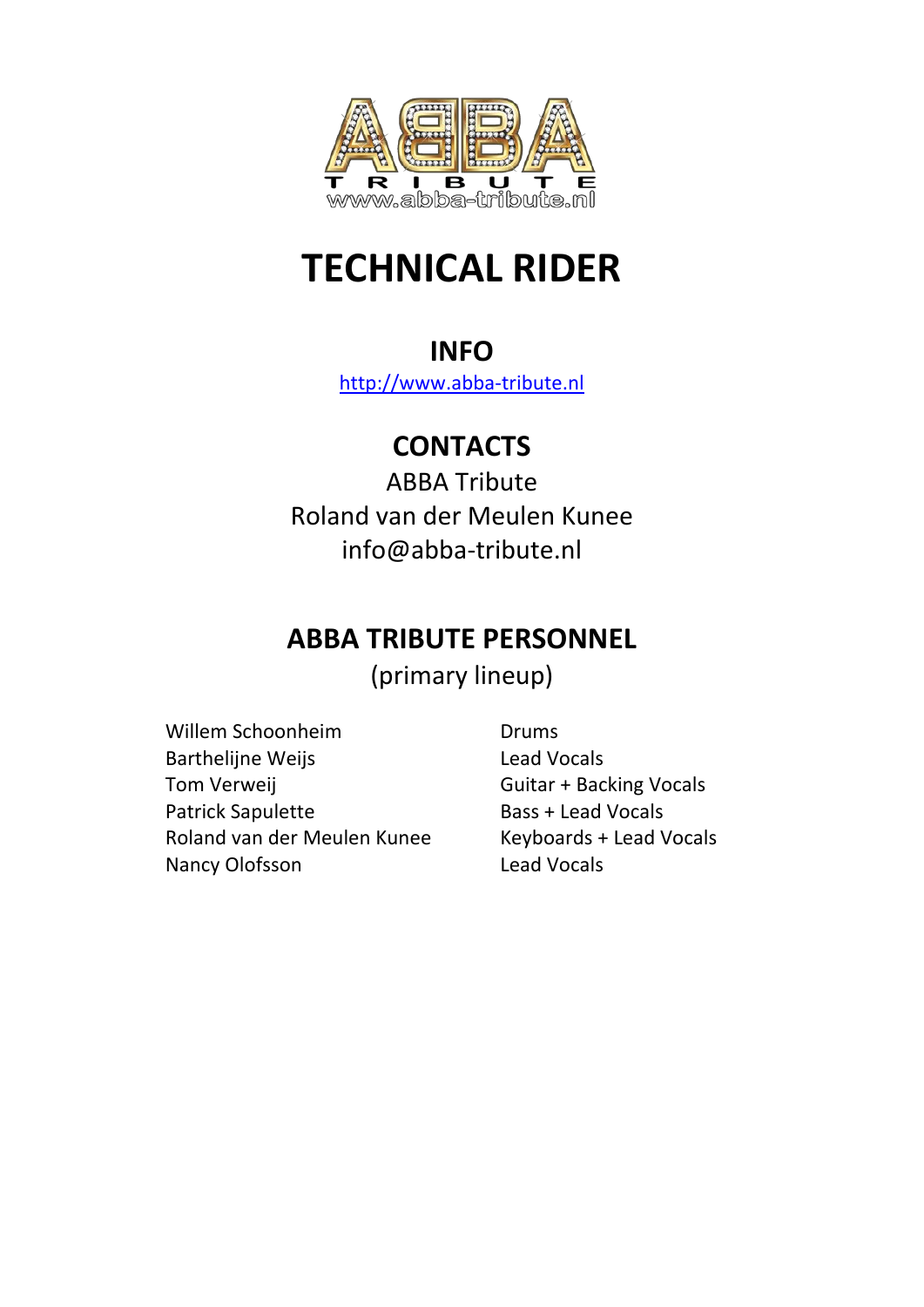# TECHNICAL RIDER

## INFO

http://www.abba-tribute.nl

## CONTACTS

ABBA Tribute
Roland van der Meulen Kunee
info@abba-tribute.nl

## ABBA TRIBUTE PERSONNEL

(primary lineup)

| | |
|---|---|
| Willem Schoonheim | Drums |
| Barthelijne Weijs | Lead Vocals |
| Tom Verweij | Guitar + Backing Vocals |
| Patrick Sapulette | Bass + Lead Vocals |
| Roland van der Meulen Kunee | Keyboards + Lead Vocals |
| Nancy Olofsson | Lead Vocals |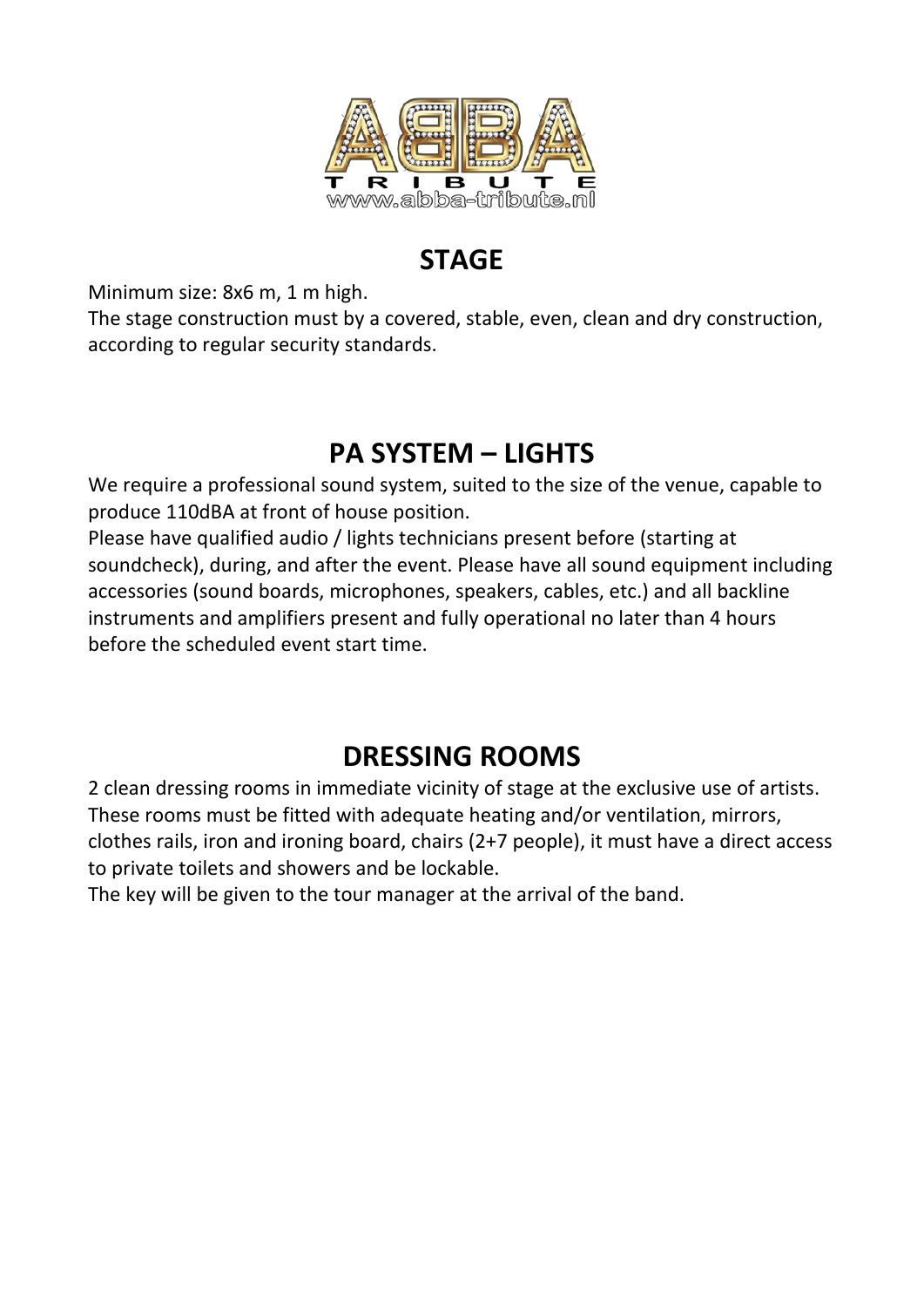## STAGE

Minimum size: 8x6 m, 1 m high.
The stage construction must by a covered, stable, even, clean and dry construction, according to regular security standards.

## PA SYSTEM – LIGHTS

We require a professional sound system, suited to the size of the venue, capable to produce 110dBA at front of house position.
Please have qualified audio / lights technicians present before (starting at soundcheck), during, and after the event. Please have all sound equipment including accessories (sound boards, microphones, speakers, cables, etc.) and all backline instruments and amplifiers present and fully operational no later than 4 hours before the scheduled event start time.

## DRESSING ROOMS

2 clean dressing rooms in immediate vicinity of stage at the exclusive use of artists. These rooms must be fitted with adequate heating and/or ventilation, mirrors, clothes rails, iron and ironing board, chairs (2+7 people), it must have a direct access to private toilets and showers and be lockable.
The key will be given to the tour manager at the arrival of the band.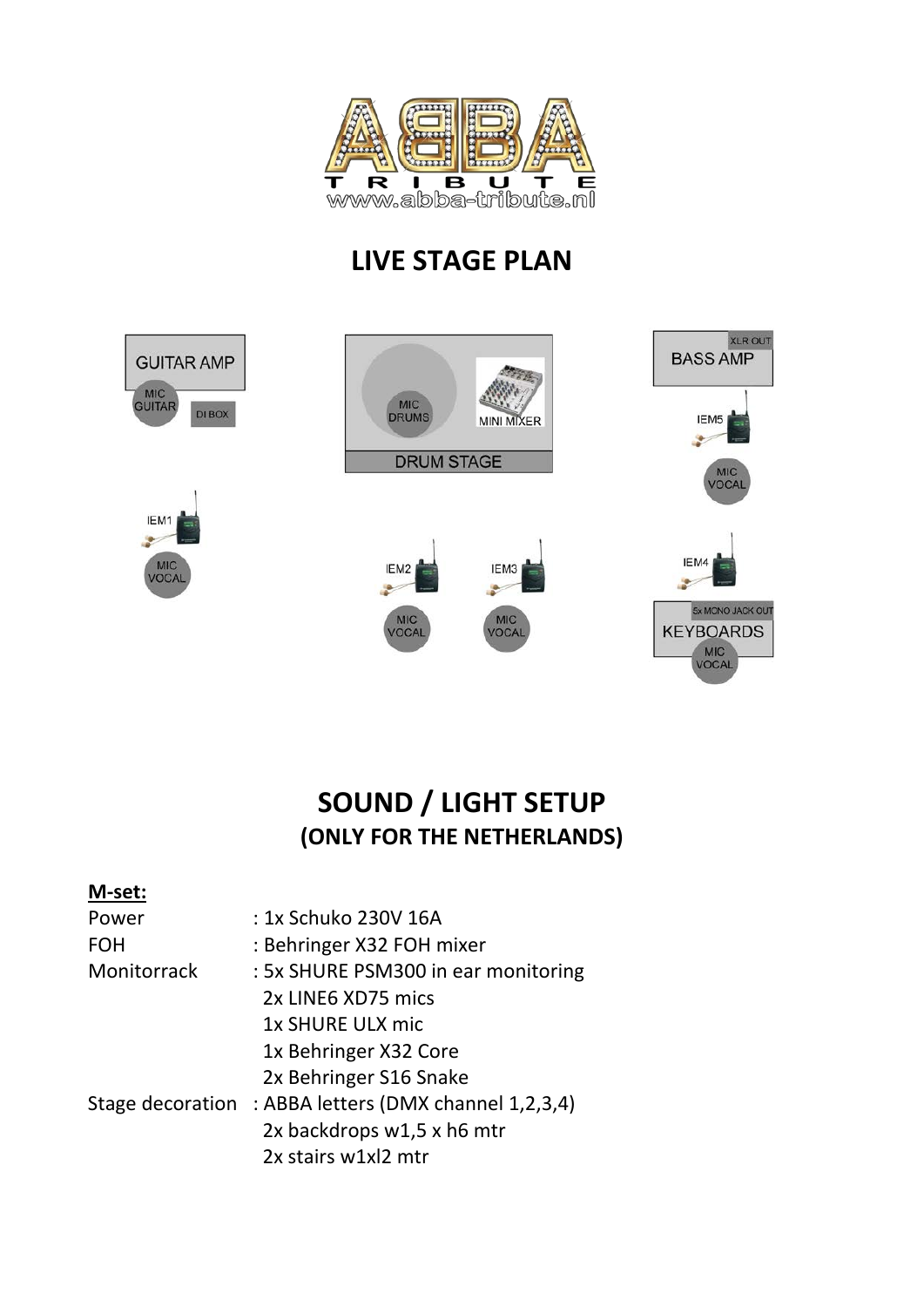# LIVE STAGE PLAN

GUITAR AMP

MIC GUITAR

DI BOX

MIC DRUMS

MINI MIXER

DRUM STAGE

XLR OUT

BASS AMP

IEM5

MIC VOCAL

IEM1

MIC VOCAL

IEM2

MIC VOCAL

IEM3

MIC VOCAL

IEM4

5x MONO JACK OUT

KEYBOARDS

MIC VOCAL

## SOUND / LIGHT SETUP
### (ONLY FOR THE NETHERLANDS)

**M-set:**

| | |
|---|---|
| Power | : 1x Schuko 230V 16A |
| FOH | : Behringer X32 FOH mixer |
| Monitorrack | : 5x SHURE PSM300 in ear monitoring |
| | 2x LINE6 XD75 mics |
| | 1x SHURE ULX mic |
| | 1x Behringer X32 Core |
| | 2x Behringer S16 Snake |
| Stage decoration | : ABBA letters (DMX channel 1,2,3,4) |
| | 2x backdrops w1,5 x h6 mtr |
| | 2x stairs w1xl2 mtr |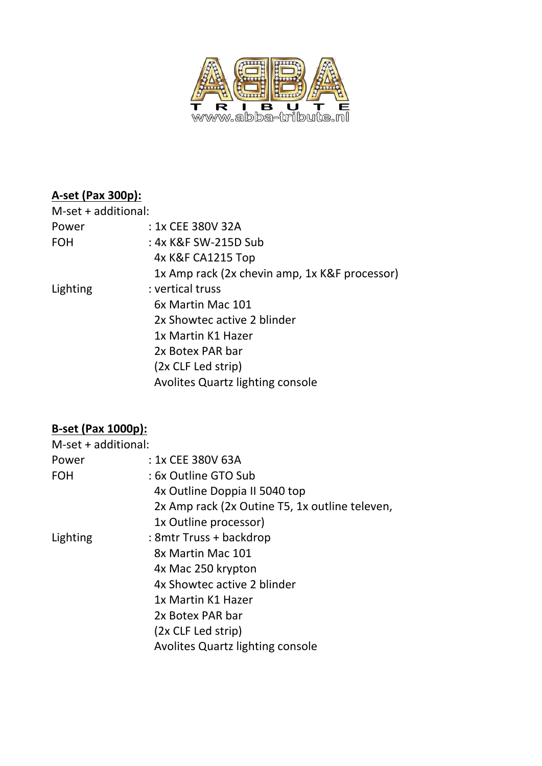## A-set (Pax 300p):

M-set + additional:

| | |
|---|---|
| Power | : 1x CEE 380V 32A |
| FOH | : 4x K&F SW-215D Sub |
| | 4x K&F CA1215 Top |
| | 1x Amp rack (2x chevin amp, 1x K&F processor) |
| Lighting | : vertical truss |
| | 6x Martin Mac 101 |
| | 2x Showtec active 2 blinder |
| | 1x Martin K1 Hazer |
| | 2x Botex PAR bar |
| | (2x CLF Led strip) |
| | Avolites Quartz lighting console |

## B-set (Pax 1000p):

M-set + additional:

| | |
|---|---|
| Power | : 1x CEE 380V 63A |
| FOH | : 6x Outline GTO Sub |
| | 4x Outline Doppia II 5040 top |
| | 2x Amp rack (2x Outine T5, 1x outline televen, 1x Outline processor) |
| Lighting | : 8mtr Truss + backdrop |
| | 8x Martin Mac 101 |
| | 4x Mac 250 krypton |
| | 4x Showtec active 2 blinder |
| | 1x Martin K1 Hazer |
| | 2x Botex PAR bar |
| | (2x CLF Led strip) |
| | Avolites Quartz lighting console |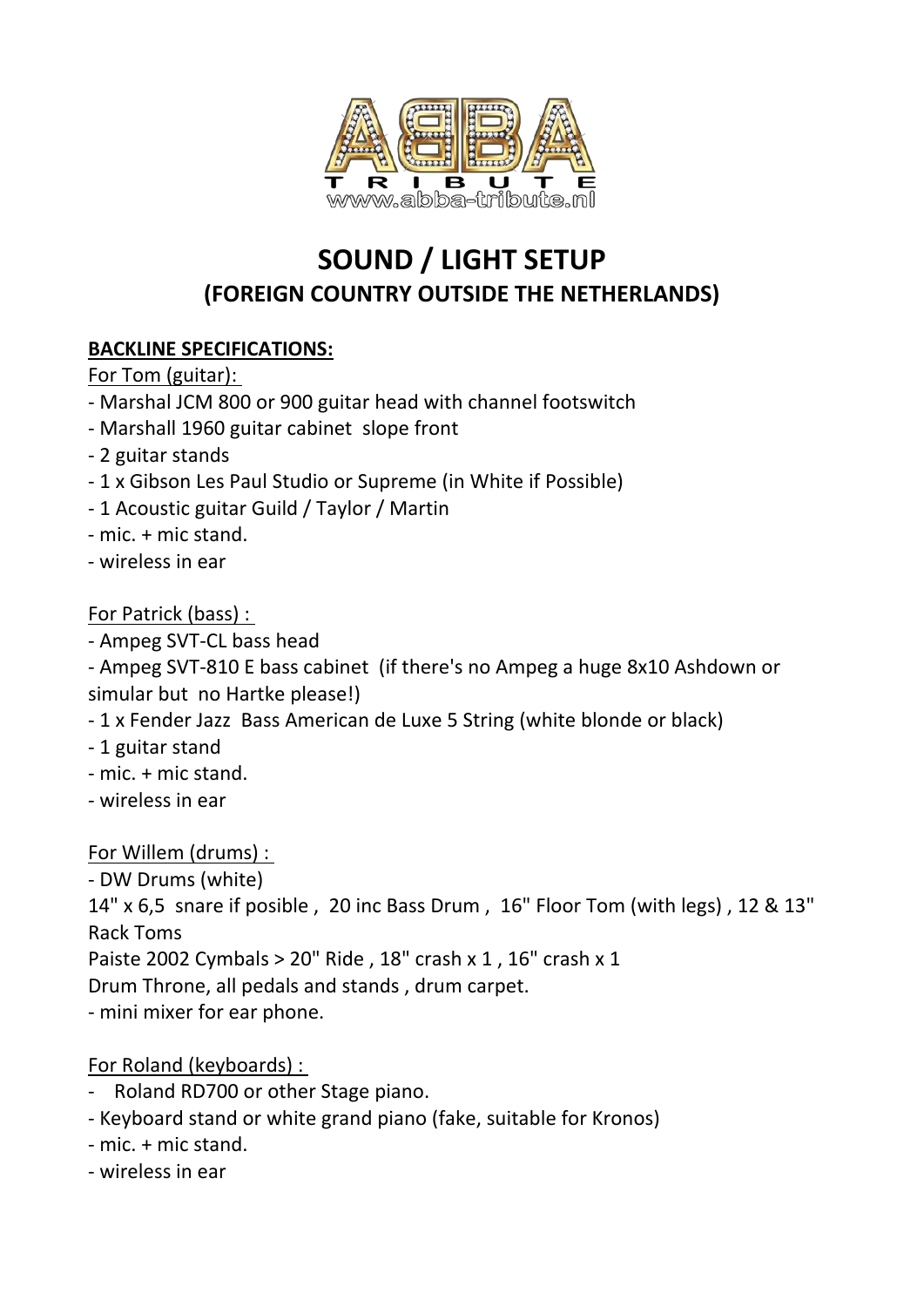ABBA TRIBUTE www.abba-tribute.nl

# SOUND / LIGHT SETUP
## (FOREIGN COUNTRY OUTSIDE THE NETHERLANDS)

**BACKLINE SPECIFICATIONS:**

For Tom (guitar):
- Marshal JCM 800 or 900 guitar head with channel footswitch
- Marshall 1960 guitar cabinet slope front
- 2 guitar stands
- 1 x Gibson Les Paul Studio or Supreme (in White if Possible)
- 1 Acoustic guitar Guild / Taylor / Martin
- mic. + mic stand.
- wireless in ear

For Patrick (bass) :
- Ampeg SVT-CL bass head
- Ampeg SVT-810 E bass cabinet (if there's no Ampeg a huge 8x10 Ashdown or simular but no Hartke please!)
- 1 x Fender Jazz Bass American de Luxe 5 String (white blonde or black)
- 1 guitar stand
- mic. + mic stand.
- wireless in ear

For Willem (drums) :
- DW Drums (white)

14" x 6,5 snare if posible , 20 inc Bass Drum , 16" Floor Tom (with legs) , 12 & 13" Rack Toms

Paiste 2002 Cymbals > 20" Ride , 18" crash x 1 , 16" crash x 1

Drum Throne, all pedals and stands , drum carpet.
- mini mixer for ear phone.

For Roland (keyboards) :
- Roland RD700 or other Stage piano.
- Keyboard stand or white grand piano (fake, suitable for Kronos)
- mic. + mic stand.
- wireless in ear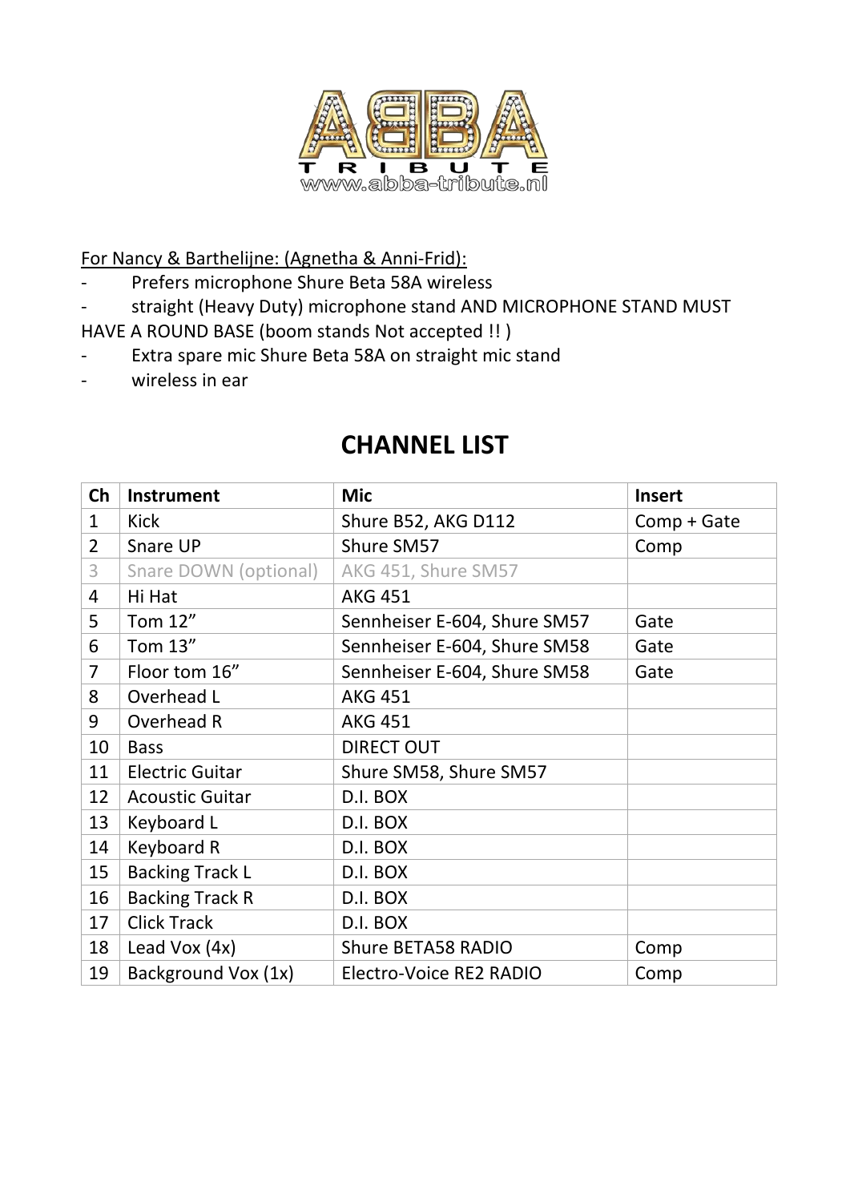For Nancy & Barthelijne: (Agnetha & Anni-Frid):

- Prefers microphone Shure Beta 58A wireless
- straight (Heavy Duty) microphone stand AND MICROPHONE STAND MUST HAVE A ROUND BASE (boom stands Not accepted !! )
- Extra spare mic Shure Beta 58A on straight mic stand
- wireless in ear

## CHANNEL LIST

| Ch | Instrument | Mic | Insert |
|---|---|---|---|
| 1 | Kick | Shure B52, AKG D112 | Comp + Gate |
| 2 | Snare UP | Shure SM57 | Comp |
| 3 | Snare DOWN (optional) | AKG 451, Shure SM57 | |
| 4 | Hi Hat | AKG 451 | |
| 5 | Tom 12” | Sennheiser E-604, Shure SM57 | Gate |
| 6 | Tom 13” | Sennheiser E-604, Shure SM58 | Gate |
| 7 | Floor tom 16” | Sennheiser E-604, Shure SM58 | Gate |
| 8 | Overhead L | AKG 451 | |
| 9 | Overhead R | AKG 451 | |
| 10 | Bass | DIRECT OUT | |
| 11 | Electric Guitar | Shure SM58, Shure SM57 | |
| 12 | Acoustic Guitar | D.I. BOX | |
| 13 | Keyboard L | D.I. BOX | |
| 14 | Keyboard R | D.I. BOX | |
| 15 | Backing Track L | D.I. BOX | |
| 16 | Backing Track R | D.I. BOX | |
| 17 | Click Track | D.I. BOX | |
| 18 | Lead Vox (4x) | Shure BETA58 RADIO | Comp |
| 19 | Background Vox (1x) | Electro-Voice RE2 RADIO | Comp |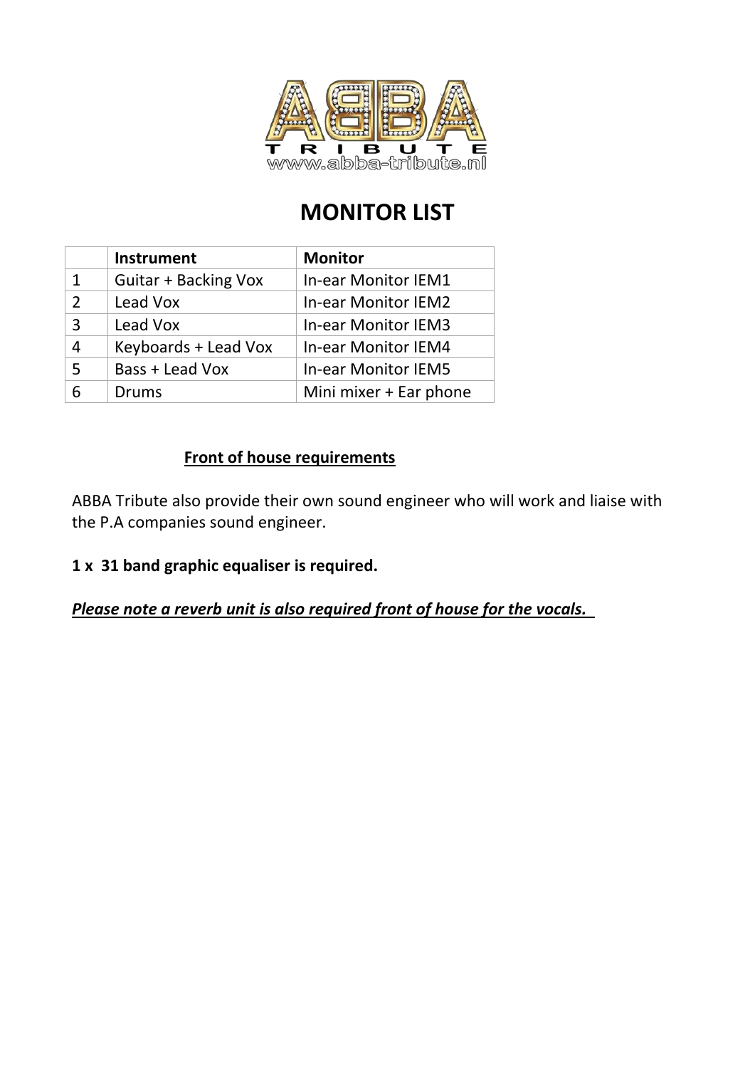# MONITOR LIST

| | Instrument | Monitor |
|---|---|---|
| 1 | Guitar + Backing Vox | In-ear Monitor IEM1 |
| 2 | Lead Vox | In-ear Monitor IEM2 |
| 3 | Lead Vox | In-ear Monitor IEM3 |
| 4 | Keyboards + Lead Vox | In-ear Monitor IEM4 |
| 5 | Bass + Lead Vox | In-ear Monitor IEM5 |
| 6 | Drums | Mini mixer + Ear phone |

## Front of house requirements

ABBA Tribute also provide their own sound engineer who will work and liaise with the P.A companies sound engineer.

**1 x 31 band graphic equaliser is required.**

***Please note a reverb unit is also required front of house for the vocals.***